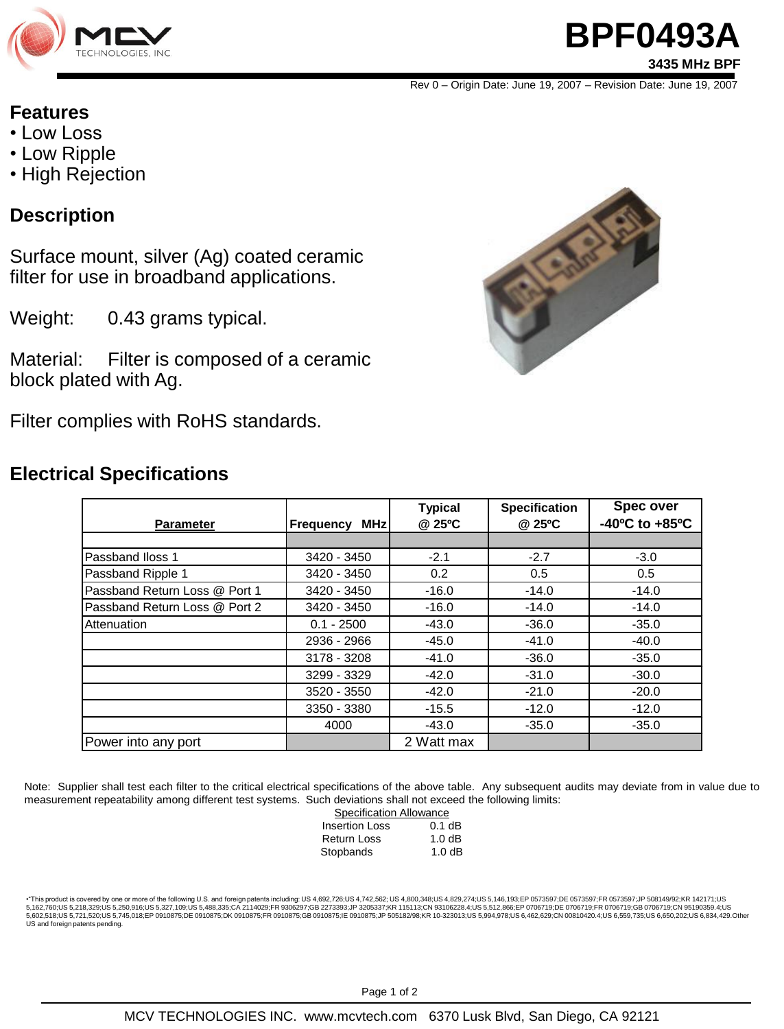# BPF0493A

**3435 MHz BPF**

Rev 0 – Origin Date: June 19, 2007 – Revision Date: June 19, 2007

## Features

- Low Loss
- Low Ripple
- High Rejection

## Description

Surface mount, silver (Ag) coated ceramic filter for use in broadband applications.

Weight: 0.43 grams typical.

Material: Filter is composed of a ceramic block plated with Ag.

Filter complies with RoHS standards.

## Electrical Specifications

| Parameter | Frequency MHz | Typical @ 25ºC | Specification @ 25ºC | Spec over -40ºC to +85ºC |
|---|---|---|---|---|
| | | | | |
| Passband Iloss 1 | 3420 - 3450 | -2.1 | -2.7 | -3.0 |
| Passband Ripple 1 | 3420 - 3450 | 0.2 | 0.5 | 0.5 |
| Passband Return Loss @ Port 1 | 3420 - 3450 | -16.0 | -14.0 | -14.0 |
| Passband Return Loss @ Port 2 | 3420 - 3450 | -16.0 | -14.0 | -14.0 |
| Attenuation | 0.1 - 2500 | -43.0 | -36.0 | -35.0 |
| | 2936 - 2966 | -45.0 | -41.0 | -40.0 |
| | 3178 - 3208 | -41.0 | -36.0 | -35.0 |
| | 3299 - 3329 | -42.0 | -31.0 | -30.0 |
| | 3520 - 3550 | -42.0 | -21.0 | -20.0 |
| | 3350 - 3380 | -15.5 | -12.0 | -12.0 |
| | 4000 | -43.0 | -35.0 | -35.0 |
| Power into any port | | 2 Watt max | | |

Note: Supplier shall test each filter to the critical electrical specifications of the above table. Any subsequent audits may deviate from in value due to measurement repeatability among different test systems. Such deviations shall not exceed the following limits:

Specification Allowance

| | |
|---|---|
| Insertion Loss | 0.1 dB |
| Return Loss | 1.0 dB |
| Stopbands | 1.0 dB |

•"This product is covered by one or more of the following U.S. and foreign patents including: US 4,692,726;US 4,742,562; US 4,800,348;US 4,829,274;US 5,146,193;EP 0573597;DE 0573597;FR 0573597;JP 508149/92;KR 142171;US 5,162,760;US 5,218,329;US 5,250,916;US 5,327,109;US 5,488,335;CA 2114029;FR 9306297;GB 2273393;JP 3205337;KR 115113;CN 93106228.4;US 5,512,866;EP 0706719;DE 0706719;FR 0706719;GB 0706719;CN 95190359.4;US 5,602,518;US 5,721,520;US 5,745,018;EP 0910875;DE 0910875;DK 0910875;FR 0910875;GB 0910875;IE 0910875;JP 505182/98;KR 10-323013;US 5,994,978;US 6,462,629;CN 00810420.4;US 6,559,735;US 6,650,202;US 6,834,429.Other US and foreign patents pending.

MCV TECHNOLOGIES INC. www.mcvtech.com 6370 Lusk Blvd, San Diego, CA 92121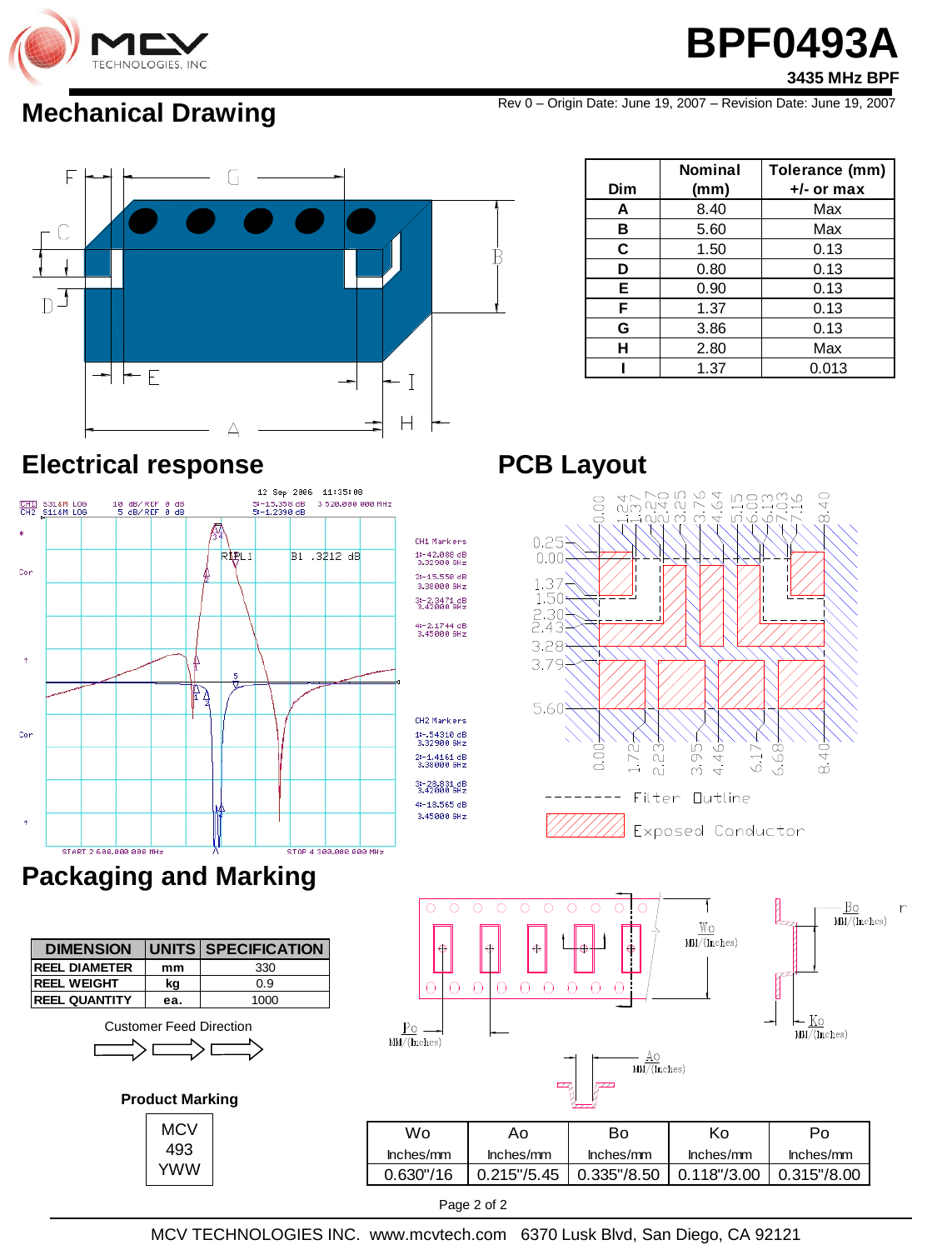# BPF0493A

**3435 MHz BPF**

Rev 0 – Origin Date: June 19, 2007 – Revision Date: June 19, 2007

## Mechanical Drawing

F G C B D E I A H

| Dim | Nominal (mm) | Tolerance (mm) +/- or max |
|---|---|---|
| A | 8.40 | Max |
| B | 5.60 | Max |
| C | 1.50 | 0.13 |
| D | 0.80 | 0.13 |
| E | 0.90 | 0.13 |
| F | 1.37 | 0.13 |
| G | 3.86 | 0.13 |
| H | 2.80 | Max |
| I | 1.37 | 0.013 |

## Electrical response

12 Sep 2006 11:35:08

CH1 S21&M LOG 10 dB/ REF 0 dB 3:-15.358 dB 3 520.000 000 MHz

CH2 S11&M LOG 5 dB/ REF 0 dB 5:-1.2390 dB

RIPL1 B1 .3212 dB

START 2 680.000 000 MHz STOP 4 300.000 000 MHz

CH1 Markers
1:-42.088 dB 3.32900 GHz
2:-15.550 dB 3.38000 GHz
3:-2.3471 dB 3.42000 GHz
4:-2.1744 dB 3.45000 GHz

CH2 Markers
1:-.54310 dB 3.32900 GHz
2:-1.4161 dB 3.38000 GHz
3:-28.831 dB 3.42000 GHz
4:-18.565 dB 3.45000 GHz

## PCB Layout

0.00 1.24 1.37 2.27 2.40 3.25 3.76 4.64 5.15 6.00 6.13 7.03 7.16 8.40

0.25 0.00 1.37 1.50 2.30 2.43 3.28 3.79 5.60

0.00 1.72 2.23 3.95 4.46 6.17 6.68 8.40

Filter Outline

Exposed Conductor

## Packaging and Marking

| DIMENSION | UNITS | SPECIFICATION |
|---|---|---|
| REEL DIAMETER | mm | 330 |
| REEL WEIGHT | kg | 0.9 |
| REEL QUANTITY | ea. | 1000 |

Customer Feed Direction

**Product Marking**

MCV
493
YWW

Wo MM/(Inches) Bo MM/(Inches) Ko MM/(Inches) Po MM/(Inches) Ao MM/(Inches)

| Wo | Ao | Bo | Ko | Po |
|---|---|---|---|---|
| Inches/mm | Inches/mm | Inches/mm | Inches/mm | Inches/mm |
| 0.630"/16 | 0.215"/5.45 | 0.335"/8.50 | 0.118"/3.00 | 0.315"/8.00 |

MCV TECHNOLOGIES INC. www.mcvtech.com 6370 Lusk Blvd, San Diego, CA 92121